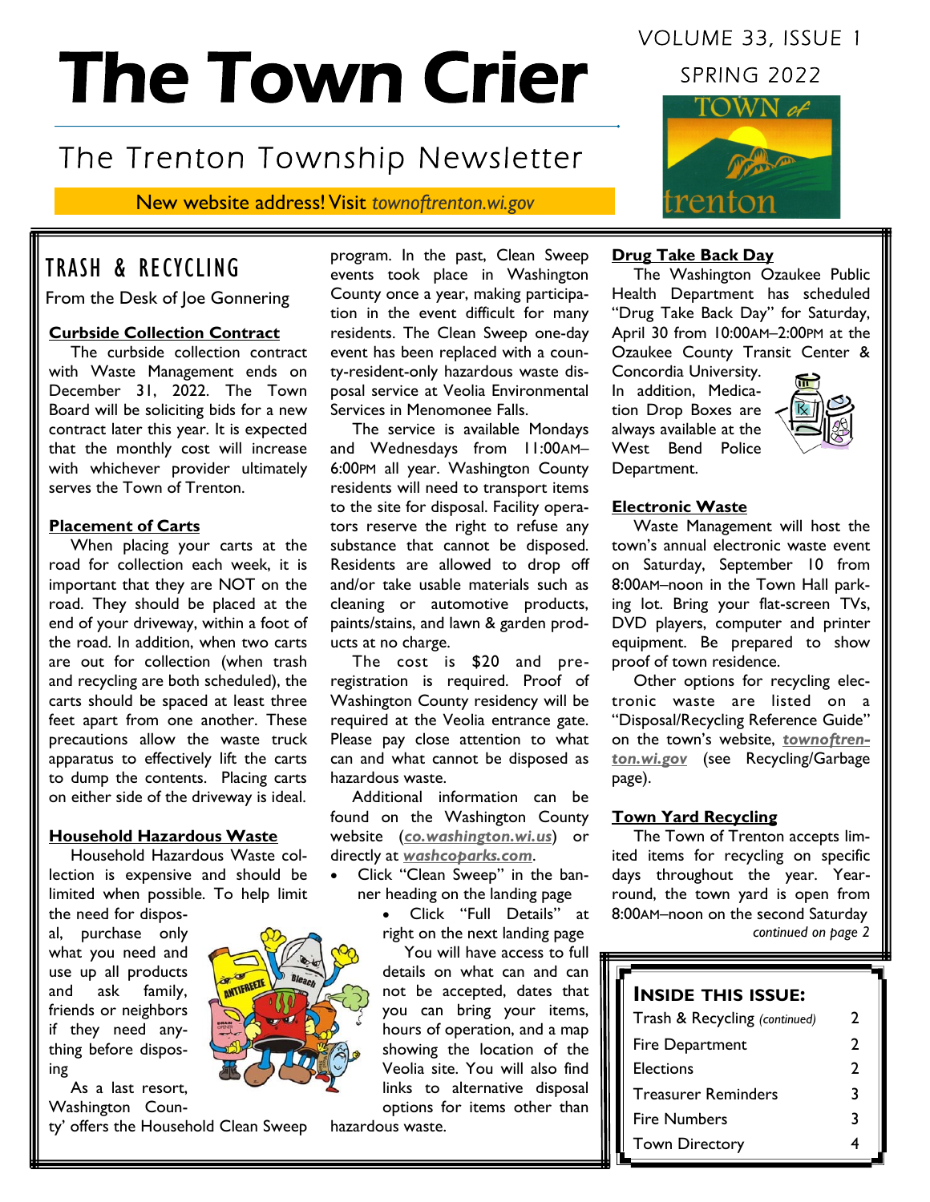# The Town Crier

VOLUME 33, ISSUE 1

SPRING 2022

## The Trenton Township Newsletter

New website address! Visit *townoftrenton.wi.gov*

## TRASH & RECYCLING

From the Desk of Joe Gonnering

### Curbside Collection Contract

The curbside collection contract with Waste Management ends on December 31, 2022. The Town Board will be soliciting bids for a new contract later this year. It is expected that the monthly cost will increase with whichever provider ultimately serves the Town of Trenton.

### Placement of Carts

When placing your carts at the road for collection each week, it is important that they are NOT on the road. They should be placed at the end of your driveway, within a foot of the road. In addition, when two carts are out for collection (when trash and recycling are both scheduled), the carts should be spaced at least three feet apart from one another. These precautions allow the waste truck apparatus to effectively lift the carts to dump the contents. Placing carts on either side of the driveway is ideal.

### Household Hazardous Waste

Household Hazardous Waste collection is expensive and should be limited when possible. To help limit the need for disposal, purchase only what you need and use up all products and ask family, friends or neighbors if they need anything before disposing

As a last resort, Washington County' offers the Household Clean Sweep program. In the past, Clean Sweep events took place in Washington County once a year, making participation in the event difficult for many residents. The Clean Sweep one-day event has been replaced with a county-resident-only hazardous waste disposal service at Veolia Environmental Services in Menomonee Falls.

The service is available Mondays and Wednesdays from 11:00AM–6:00PM all year. Washington County residents will need to transport items to the site for disposal. Facility operators reserve the right to refuse any substance that cannot be disposed. Residents are allowed to drop off and/or take usable materials such as cleaning or automotive products, paints/stains, and lawn & garden products at no charge.

The cost is $20 and preregistration is required. Proof of Washington County residency will be required at the Veolia entrance gate. Please pay close attention to what can and what cannot be disposed as hazardous waste.

Additional information can be found on the Washington County website (***co.washington.wi.us***) or directly at ***washcoparks.com***.

- Click "Clean Sweep" in the banner heading on the landing page
  - Click "Full Details" at right on the next landing page

You will have access to full details on what can and cannot be accepted, dates that you can bring your items, hours of operation, and a map showing the location of the Veolia site. You will also find links to alternative disposal options for items other than hazardous waste.

### Drug Take Back Day

The Washington Ozaukee Public Health Department has scheduled "Drug Take Back Day" for Saturday, April 30 from 10:00AM–2:00PM at the Ozaukee County Transit Center & Concordia University. In addition, Medication Drop Boxes are always available at the West Bend Police Department.

### Electronic Waste

Waste Management will host the town's annual electronic waste event on Saturday, September 10 from 8:00AM–noon in the Town Hall parking lot. Bring your flat-screen TVs, DVD players, computer and printer equipment. Be prepared to show proof of town residence.

Other options for recycling electronic waste are listed on a "Disposal/Recycling Reference Guide" on the town's website, ***townoftrenton.wi.gov*** (see Recycling/Garbage page).

### Town Yard Recycling

The Town of Trenton accepts limited items for recycling on specific days throughout the year. Year-round, the town yard is open from 8:00AM–noon on the second Saturday

*continued on page 2*

### INSIDE THIS ISSUE:

| | |
|---|---|
| Trash & Recycling *(continued)* | 2 |
| Fire Department | 2 |
| Elections | 2 |
| Treasurer Reminders | 3 |
| Fire Numbers | 3 |
| Town Directory | 4 |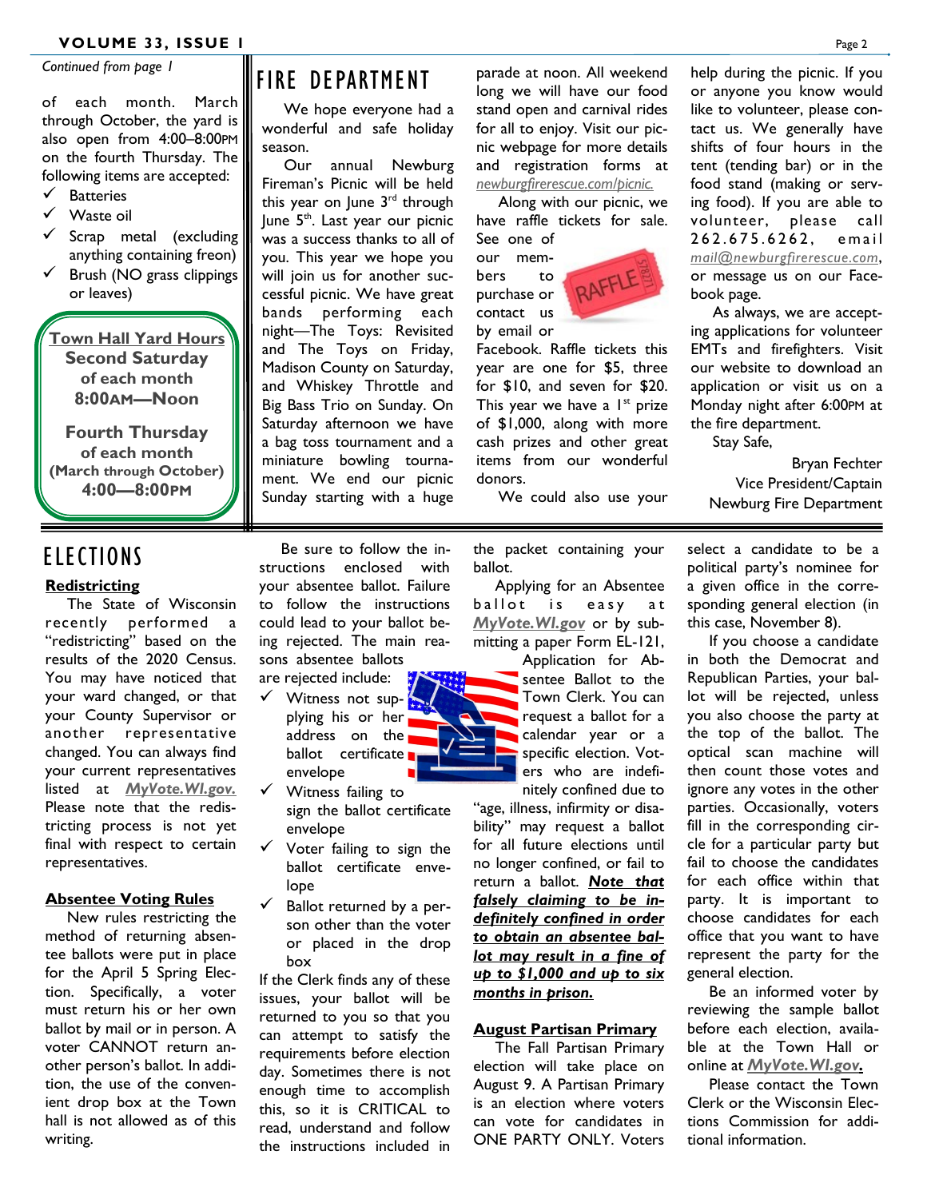*Continued from page 1*

of each month. March through October, the yard is also open from 4:00–8:00PM on the fourth Thursday. The following items are accepted:

- ✓ Batteries
- ✓ Waste oil
- ✓ Scrap metal (excluding anything containing freon)
- ✓ Brush (NO grass clippings or leaves)

**Town Hall Yard Hours**

**Second Saturday of each month 8:00AM—Noon**

**Fourth Thursday of each month (March through October) 4:00—8:00PM**

# FIRE DEPARTMENT

We hope everyone had a wonderful and safe holiday season.

Our annual Newburg Fireman's Picnic will be held this year on June 3rd through June 5th. Last year our picnic was a success thanks to all of you. This year we hope you will join us for another successful picnic. We have great bands performing each night—The Toys: Revisited and The Toys on Friday, Madison County on Saturday, and Whiskey Throttle and Big Bass Trio on Sunday. On Saturday afternoon we have a bag toss tournament and a miniature bowling tournament. We end our picnic Sunday starting with a huge parade at noon. All weekend long we will have our food stand open and carnival rides for all to enjoy. Visit our picnic webpage for more details and registration forms at *newburgfirerescue.com/picnic.*

Along with our picnic, we have raffle tickets for sale. See one of our members to purchase or contact us by email or Facebook. Raffle tickets this year are one for $5, three for $10, and seven for $20. This year we have a 1st prize of $1,000, along with more cash prizes and other great items from our wonderful donors.

We could also use your help during the picnic. If you or anyone you know would like to volunteer, please contact us. We generally have shifts of four hours in the tent (tending bar) or in the food stand (making or serving food). If you are able to volunteer, please call 262.675.6262, email *mail@newburgfirerescue.com*, or message us on our Facebook page.

As always, we are accepting applications for volunteer EMTs and firefighters. Visit our website to download an application or visit us on a Monday night after 6:00PM at the fire department.

Stay Safe,

Bryan Fechter
Vice President/Captain
Newburg Fire Department

# ELECTIONS

## Redistricting

The State of Wisconsin recently performed a "redistricting" based on the results of the 2020 Census. You may have noticed that your ward changed, or that your County Supervisor or another representative changed. You can always find your current representatives listed at ***MyVote.WI.gov.*** Please note that the redistricting process is not yet final with respect to certain representatives.

## Absentee Voting Rules

New rules restricting the method of returning absentee ballots were put in place for the April 5 Spring Election. Specifically, a voter must return his or her own ballot by mail or in person. A voter CANNOT return another person's ballot. In addition, the use of the convenient drop box at the Town hall is not allowed as of this writing.

Be sure to follow the instructions enclosed with your absentee ballot. Failure to follow the instructions could lead to your ballot being rejected. The main reasons absentee ballots are rejected include:

- ✓ Witness not supplying his or her address on the ballot certificate envelope
- ✓ Witness failing to sign the ballot certificate envelope
- ✓ Voter failing to sign the ballot certificate envelope
- ✓ Ballot returned by a person other than the voter or placed in the drop box

If the Clerk finds any of these issues, your ballot will be returned to you so that you can attempt to satisfy the requirements before election day. Sometimes there is not enough time to accomplish this, so it is CRITICAL to read, understand and follow the instructions included in the packet containing your ballot.

Applying for an Absentee ballot is easy at ***MyVote.WI.gov*** or by submitting a paper Form EL-121, Application for Absentee Ballot to the Town Clerk. You can request a ballot for a calendar year or a specific election. Voters who are indefinitely confined due to "age, illness, infirmity or disability" may request a ballot for all future elections until no longer confined, or fail to return a ballot. ***Note that falsely claiming to be indefinitely confined in order to obtain an absentee ballot may result in a fine of up to $1,000 and up to six months in prison.***

## August Partisan Primary

The Fall Partisan Primary election will take place on August 9. A Partisan Primary is an election where voters can vote for candidates in ONE PARTY ONLY. Voters select a candidate to be a political party's nominee for a given office in the corresponding general election (in this case, November 8).

If you choose a candidate in both the Democrat and Republican Parties, your ballot will be rejected, unless you also choose the party at the top of the ballot. The optical scan machine will then count those votes and ignore any votes in the other parties. Occasionally, voters fill in the corresponding circle for a particular party but fail to choose the candidates for each office within that party. It is important to choose candidates for each office that you want to have represent the party for the general election.

Be an informed voter by reviewing the sample ballot before each election, available at the Town Hall or online at ***MyVote.WI.gov.***

Please contact the Town Clerk or the Wisconsin Elections Commission for additional information.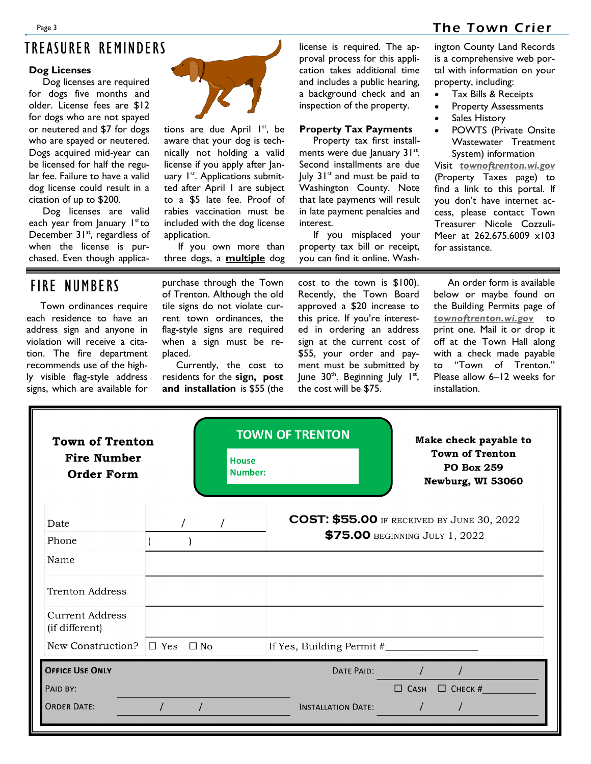# TREASURER REMINDERS

### Dog Licenses

Dog licenses are required for dogs five months and older. License fees are $12 for dogs who are not spayed or neutered and $7 for dogs who are spayed or neutered. Dogs acquired mid-year can be licensed for half the regular fee. Failure to have a valid dog license could result in a citation of up to $200.

Dog licenses are valid each year from January 1st to December 31st, regardless of when the license is purchased. Even though applications are due April 1st, be aware that your dog is technically not holding a valid license if you apply after January 1st. Applications submitted after April 1 are subject to a $5 late fee. Proof of rabies vaccination must be included with the dog license application.

If you own more than three dogs, a **multiple** dog license is required. The approval process for this application takes additional time and includes a public hearing, a background check and an inspection of the property.

### Property Tax Payments

Property tax first installments were due January 31st. Second installments are due July 31st and must be paid to Washington County. Note that late payments will result in late payment penalties and interest.

If you misplaced your property tax bill or receipt, you can find it online. Washington County Land Records is a comprehensive web portal with information on your property, including:

- Tax Bills & Receipts
- Property Assessments
- Sales History
- POWTS (Private Onsite Wastewater Treatment System) information

Visit ***townoftrenton.wi.gov*** (Property Taxes page) to find a link to this portal. If you don't have internet access, please contact Town Treasurer Nicole Cozzuli-Meer at 262.675.6009 x103 for assistance.

# FIRE NUMBERS

Town ordinances require each residence to have an address sign and anyone in violation will receive a citation. The fire department recommends use of the highly visible flag-style address signs, which are available for purchase through the Town of Trenton. Although the old tile signs do not violate current town ordinances, the flag-style signs are required when a sign must be replaced.

Currently, the cost to residents for the **sign, post and installation** is $55 (the cost to the town is $100). Recently, the Town Board approved a $20 increase to this price. If you're interested in ordering an address sign at the current cost of $55, your order and payment must be submitted by June 30th. Beginning July 1st, the cost will be $75.

An order form is available below or maybe found on the Building Permits page of ***townoftrenton.wi.gov*** to print one. Mail it or drop it off at the Town Hall along with a check made payable to "Town of Trenton." Please allow 6–12 weeks for installation.

---

**Town of Trenton Fire Number Order Form**

TOWN OF TRENTON
House Number:

**Make check payable to**
**Town of Trenton**
**PO Box 259**
**Newburg, WI 53060**

| | | |
|---|---|---|
| Date | / / | **COST: $55.00** IF RECEIVED BY JUNE 30, 2022<br>**$75.00** BEGINNING JULY 1, 2022 |
| Phone | ( ) | |
| Name | | |
| Trenton Address | | |
| Current Address (if different) | | |
| New Construction? | ☐ Yes ☐ No | If Yes, Building Permit #________________ |

**OFFICE USE ONLY**

| | | | |
|---|---|---|---|
| Paid By: | | Date Paid: | / / |
| | | | ☐ Cash ☐ Check #__________ |
| Order Date: | / / | Installation Date: | / / |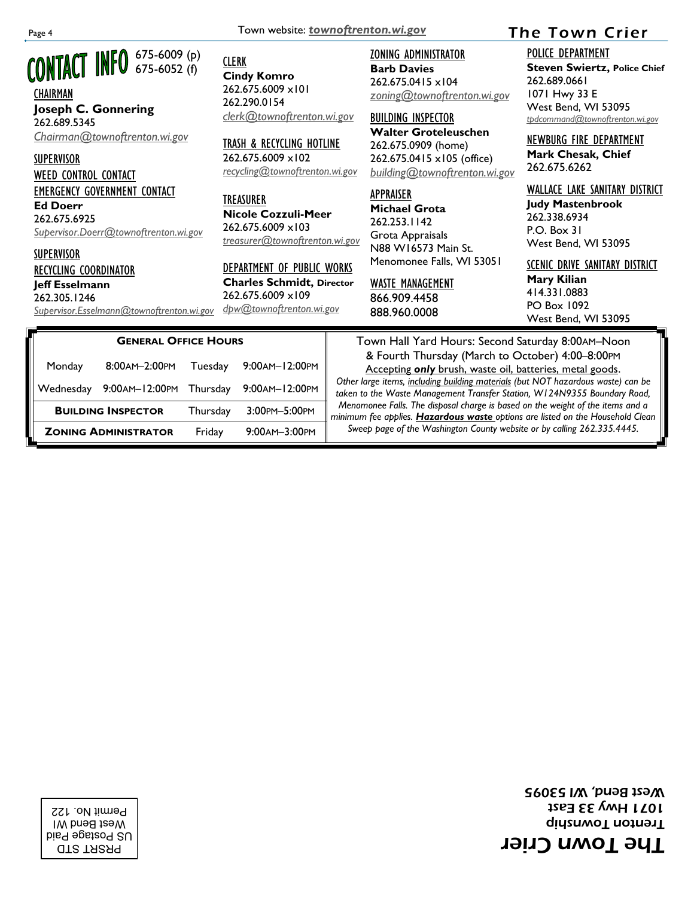Town website: ***townoftrenton.wi.gov***

# CONTACT INFO

675-6009 (p)
675-6052 (f)

CHAIRMAN
**Joseph C. Gonnering**
262.689.5345
*Chairman@townoftrenton.wi.gov*

SUPERVISOR
WEED CONTROL CONTACT
EMERGENCY GOVERNMENT CONTACT
**Ed Doerr**
262.675.6925
*Supervisor.Doerr@townoftrenton.wi.gov*

SUPERVISOR
RECYCLING COORDINATOR
**Jeff Esselmann**
262.305.1246
*Supervisor.Esselmann@townoftrenton.wi.gov*

CLERK
**Cindy Komro**
262.675.6009 x101
262.290.0154
*clerk@townoftrenton.wi.gov*

TRASH & RECYCLING HOTLINE
262.675.6009 x102
*recycling@townoftrenton.wi.gov*

TREASURER
**Nicole Cozzuli-Meer**
262.675.6009 x103
*treasurer@townoftrenton.wi.gov*

DEPARTMENT OF PUBLIC WORKS
**Charles Schmidt, Director**
262.675.6009 x109
*dpw@townoftrenton.wi.gov*

ZONING ADMINISTRATOR
**Barb Davies**
262.675.0415 x104
*zoning@townoftrenton.wi.gov*

BUILDING INSPECTOR
**Walter Groteleuschen**
262.675.0909 (home)
262.675.0415 x105 (office)
*building@townoftrenton.wi.gov*

APPRAISER
**Michael Grota**
262.253.1142
Grota Appraisals
N88 W16573 Main St.
Menomonee Falls, WI 53051

WASTE MANAGEMENT
866.909.4458
888.960.0008

POLICE DEPARTMENT
**Steven Swiertz, Police Chief**
262.689.0661
1071 Hwy 33 E
West Bend, WI 53095
*tpdcommand@townoftrenton.wi.gov*

NEWBURG FIRE DEPARTMENT
**Mark Chesak, Chief**
262.675.6262

WALLACE LAKE SANITARY DISTRICT
**Judy Mastenbrook**
262.338.6934
P.O. Box 31
West Bend, WI 53095

SCENIC DRIVE SANITARY DISTRICT
**Mary Kilian**
414.331.0883
PO Box 1092
West Bend, WI 53095

| **GENERAL OFFICE HOURS** | | | |
|---|---|---|---|
| Monday | 8:00AM–2:00PM | Tuesday | 9:00AM–12:00PM |
| Wednesday | 9:00AM–12:00PM | Thursday | 9:00AM–12:00PM |
| **BUILDING INSPECTOR** | | Thursday | 3:00PM–5:00PM |
| **ZONING ADMINISTRATOR** | | Friday | 9:00AM–3:00PM |

Town Hall Yard Hours: Second Saturday 8:00AM–Noon & Fourth Thursday (March to October) 4:00–8:00PM
Accepting ***only*** brush, waste oil, batteries, metal goods.
*Other large items, including building materials (but NOT hazardous waste) can be taken to the Waste Management Transfer Station, W124N9355 Boundary Road, Menomonee Falls. The disposal charge is based on the weight of the items and a minimum fee applies. **Hazardous waste** options are listed on the Household Clean Sweep page of the Washington County website or by calling 262.335.4445.*

**The Town Crier**
**Trenton Township**
**1071 Hwy 33 East**
**West Bend, WI 53095**

PRSRT STD
US Postage Paid
West Bend WI
Permit No. 122